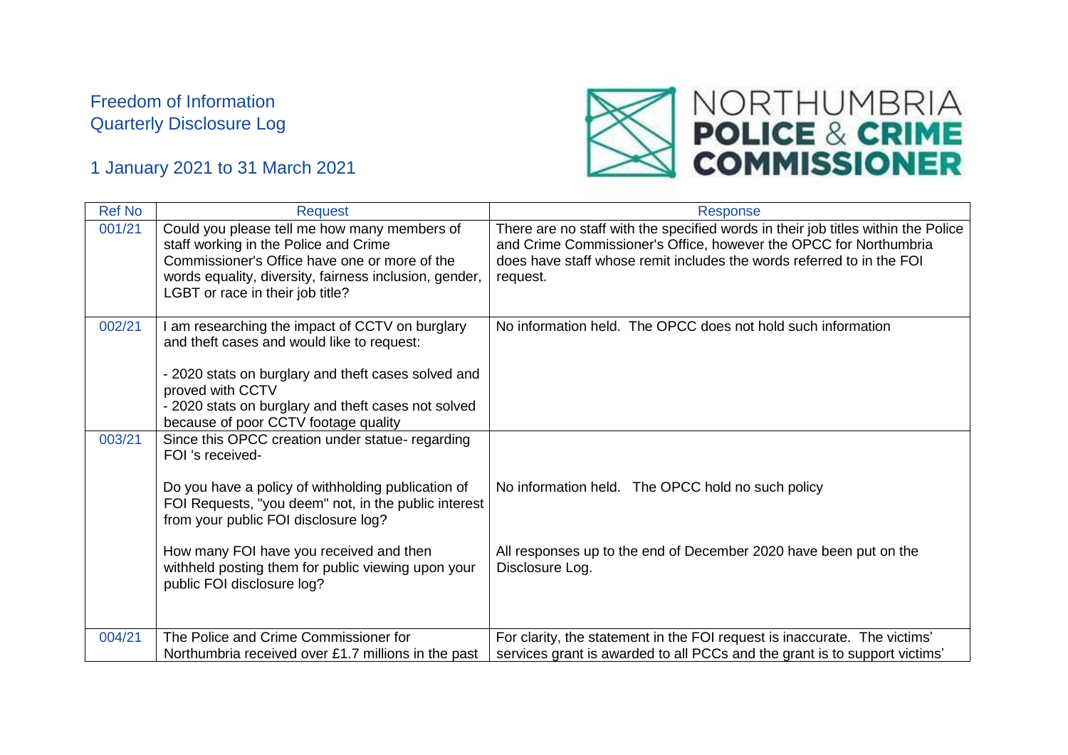Freedom of Information
Quarterly Disclosure Log

1 January 2021 to 31 March 2021

NORTHUMBRIA **POLICE & CRIME COMMISSIONER**

| Ref No | Request | Response |
| --- | --- | --- |
| 001/21 | Could you please tell me how many members of staff working in the Police and Crime Commissioner's Office have one or more of the words equality, diversity, fairness inclusion, gender, LGBT or race in their job title? | There are no staff with the specified words in their job titles within the Police and Crime Commissioner's Office, however the OPCC for Northumbria does have staff whose remit includes the words referred to in the FOI request. |
| 002/21 | I am researching the impact of CCTV on burglary and theft cases and would like to request:<br><br>- 2020 stats on burglary and theft cases solved and proved with CCTV<br>- 2020 stats on burglary and theft cases not solved because of poor CCTV footage quality | No information held. The OPCC does not hold such information |
| 003/21 | Since this OPCC creation under statue- regarding FOI 's received-<br><br>Do you have a policy of withholding publication of FOI Requests, "you deem" not, in the public interest from your public FOI disclosure log?<br><br>How many FOI have you received and then withheld posting them for public viewing upon your public FOI disclosure log? | No information held. The OPCC hold no such policy<br><br>All responses up to the end of December 2020 have been put on the Disclosure Log. |
| 004/21 | The Police and Crime Commissioner for Northumbria received over £1.7 millions in the past | For clarity, the statement in the FOI request is inaccurate. The victims' services grant is awarded to all PCCs and the grant is to support victims' |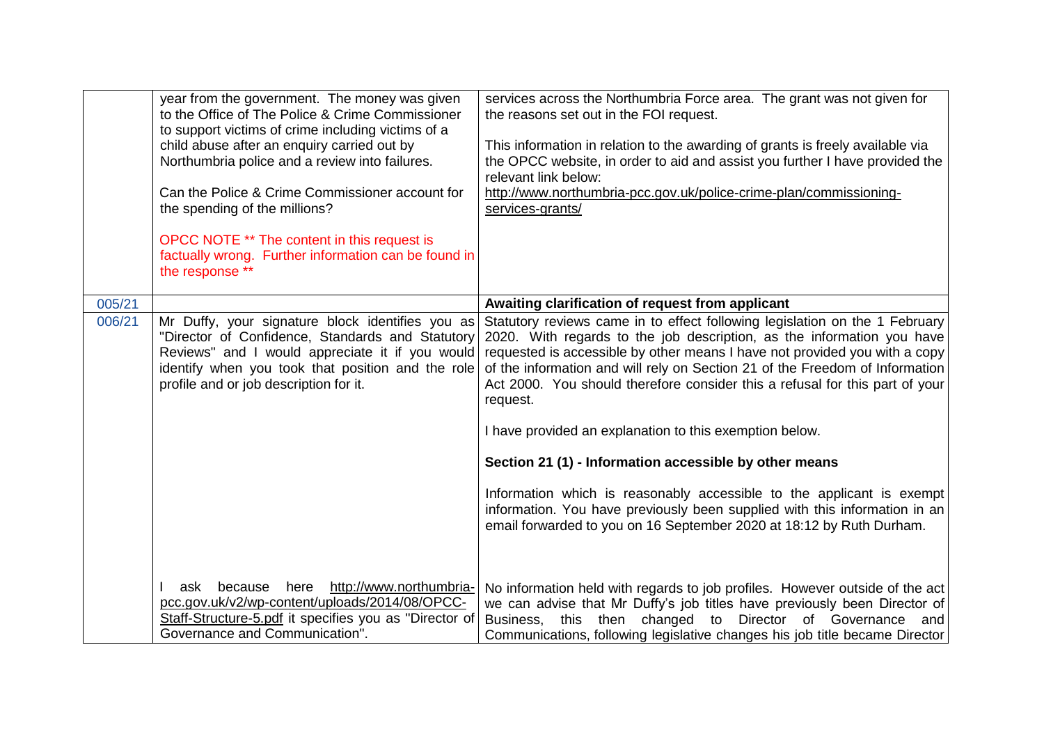|  |  |  |
|---|---|---|
|  | year from the government. The money was given to the Office of The Police & Crime Commissioner to support victims of crime including victims of a child abuse after an enquiry carried out by Northumbria police and a review into failures.<br><br>Can the Police & Crime Commissioner account for the spending of the millions?<br><br>OPCC NOTE ** The content in this request is factually wrong. Further information can be found in the response ** | services across the Northumbria Force area. The grant was not given for the reasons set out in the FOI request.<br><br>This information in relation to the awarding of grants is freely available via the OPCC website, in order to aid and assist you further I have provided the relevant link below:<br>http://www.northumbria-pcc.gov.uk/police-crime-plan/commissioning-services-grants/ |
| 005/21 |  | **Awaiting clarification of request from applicant** |
| 006/21 | Mr Duffy, your signature block identifies you as "Director of Confidence, Standards and Statutory Reviews" and I would appreciate it if you would identify when you took that position and the role profile and or job description for it. | Statutory reviews came in to effect following legislation on the 1 February 2020. With regards to the job description, as the information you have requested is accessible by other means I have not provided you with a copy of the information and will rely on Section 21 of the Freedom of Information Act 2000. You should therefore consider this a refusal for this part of your request.<br><br>I have provided an explanation to this exemption below.<br><br>**Section 21 (1) - Information accessible by other means**<br><br>Information which is reasonably accessible to the applicant is exempt information. You have previously been supplied with this information in an email forwarded to you on 16 September 2020 at 18:12 by Ruth Durham. |
|  | I ask because here http://www.northumbria-pcc.gov.uk/v2/wp-content/uploads/2014/08/OPCC-Staff-Structure-5.pdf it specifies you as "Director of Governance and Communication". | No information held with regards to job profiles. However outside of the act we can advise that Mr Duffy's job titles have previously been Director of Business, this then changed to Director of Governance and Communications, following legislative changes his job title became Director |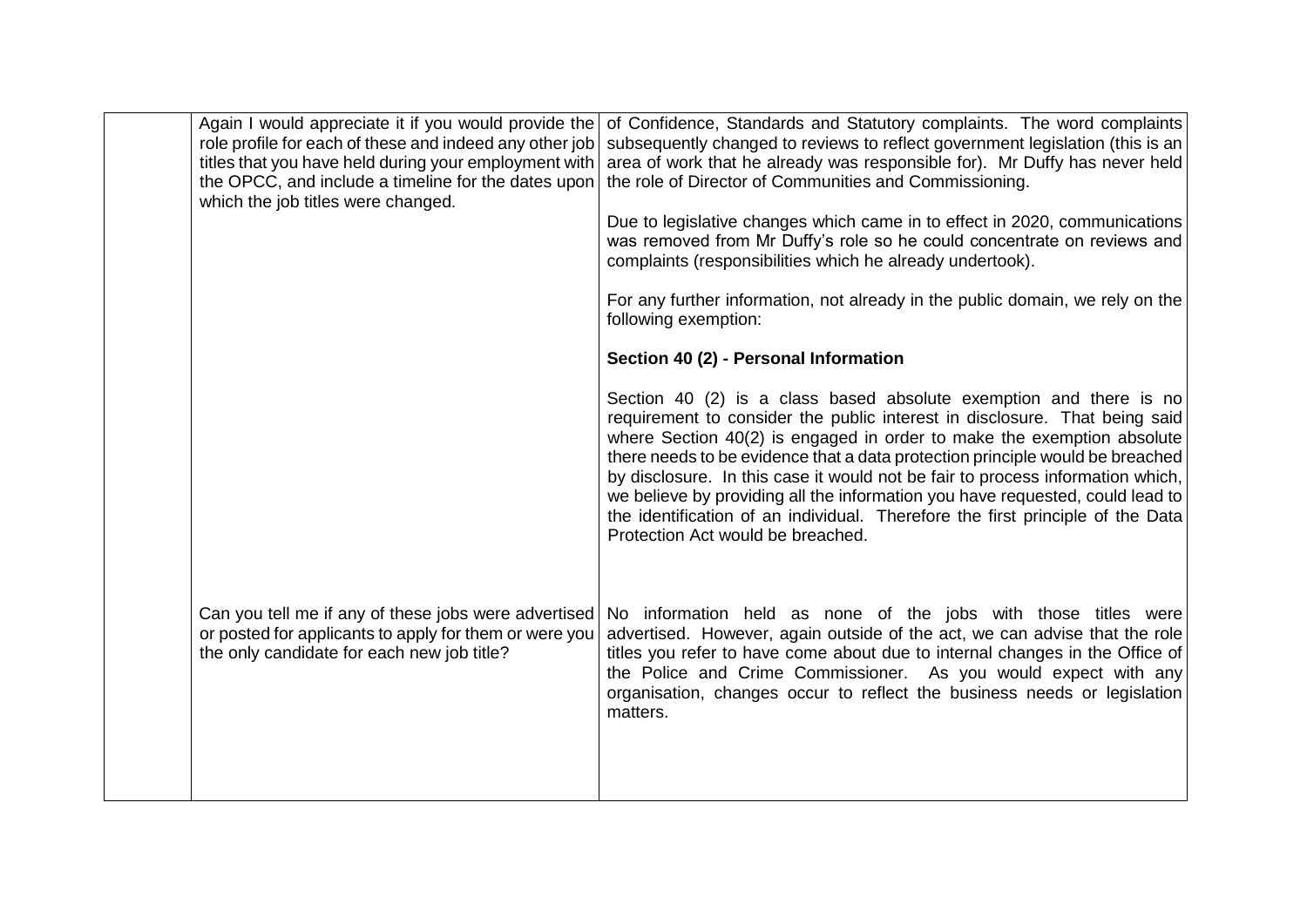| | | |
|---|---|---|
| | Again I would appreciate it if you would provide the role profile for each of these and indeed any other job titles that you have held during your employment with the OPCC, and include a timeline for the dates upon which the job titles were changed. | of Confidence, Standards and Statutory complaints. The word complaints subsequently changed to reviews to reflect government legislation (this is an area of work that he already was responsible for). Mr Duffy has never held the role of Director of Communities and Commissioning.<br><br>Due to legislative changes which came in to effect in 2020, communications was removed from Mr Duffy's role so he could concentrate on reviews and complaints (responsibilities which he already undertook).<br><br>For any further information, not already in the public domain, we rely on the following exemption:<br><br>**Section 40 (2) - Personal Information**<br><br>Section 40 (2) is a class based absolute exemption and there is no requirement to consider the public interest in disclosure. That being said where Section 40(2) is engaged in order to make the exemption absolute there needs to be evidence that a data protection principle would be breached by disclosure. In this case it would not be fair to process information which, we believe by providing all the information you have requested, could lead to the identification of an individual. Therefore the first principle of the Data Protection Act would be breached. |
| | Can you tell me if any of these jobs were advertised or posted for applicants to apply for them or were you the only candidate for each new job title? | No information held as none of the jobs with those titles were advertised. However, again outside of the act, we can advise that the role titles you refer to have come about due to internal changes in the Office of the Police and Crime Commissioner. As you would expect with any organisation, changes occur to reflect the business needs or legislation matters. |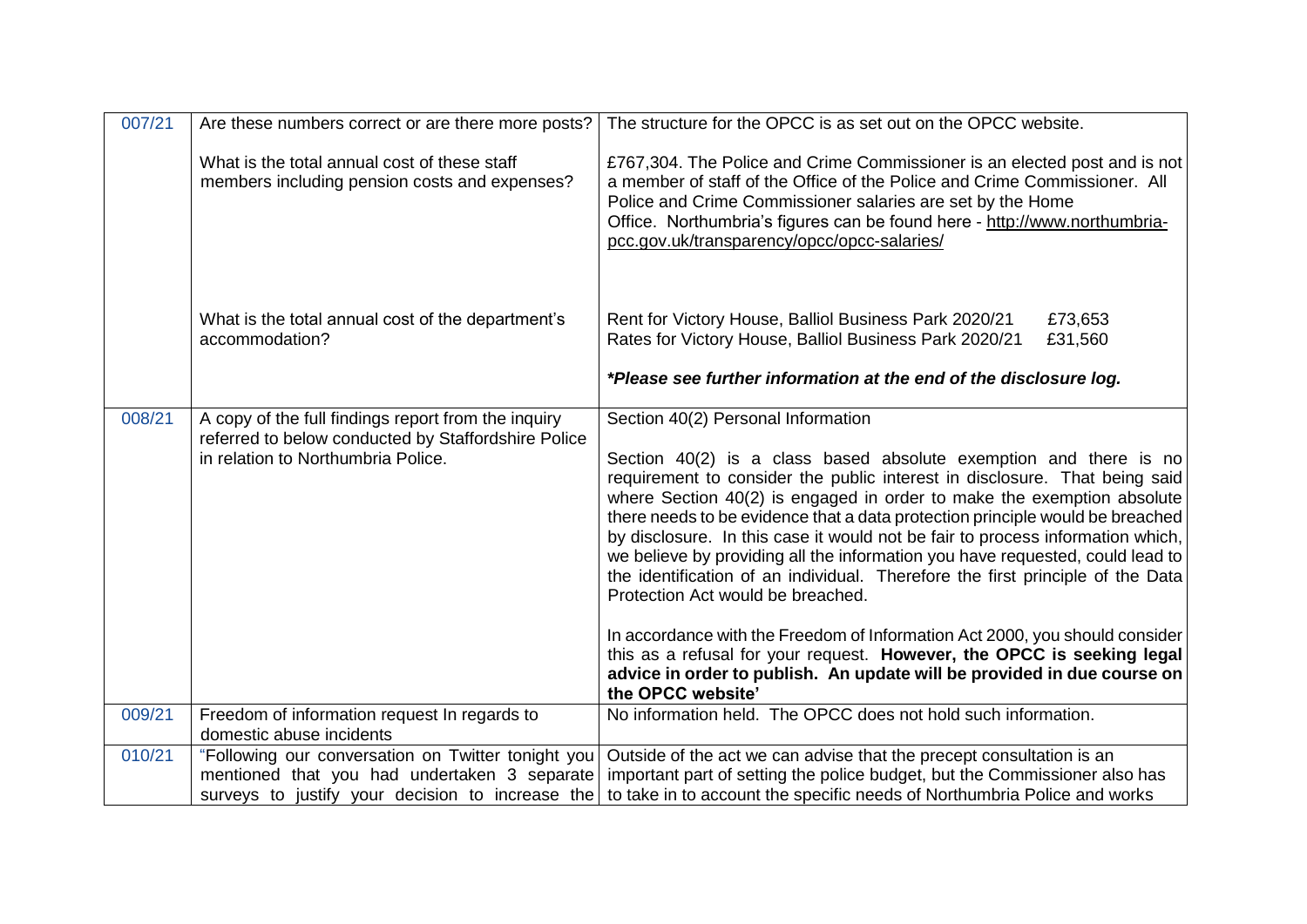| | | |
|---|---|---|
| 007/21 | Are these numbers correct or are there more posts?<br><br>What is the total annual cost of these staff members including pension costs and expenses?<br><br>What is the total annual cost of the department's accommodation? | The structure for the OPCC is as set out on the OPCC website.<br><br>£767,304. The Police and Crime Commissioner is an elected post and is not a member of staff of the Office of the Police and Crime Commissioner. All Police and Crime Commissioner salaries are set by the Home Office. Northumbria's figures can be found here - http://www.northumbria-pcc.gov.uk/transparency/opcc/opcc-salaries/<br><br>Rent for Victory House, Balliol Business Park 2020/21 £73,653<br>Rates for Victory House, Balliol Business Park 2020/21 £31,560<br><br>***Please see further information at the end of the disclosure log.*** |
| 008/21 | A copy of the full findings report from the inquiry referred to below conducted by Staffordshire Police in relation to Northumbria Police. | Section 40(2) Personal Information<br><br>Section 40(2) is a class based absolute exemption and there is no requirement to consider the public interest in disclosure. That being said where Section 40(2) is engaged in order to make the exemption absolute there needs to be evidence that a data protection principle would be breached by disclosure. In this case it would not be fair to process information which, we believe by providing all the information you have requested, could lead to the identification of an individual. Therefore the first principle of the Data Protection Act would be breached.<br><br>In accordance with the Freedom of Information Act 2000, you should consider this as a refusal for your request. **However, the OPCC is seeking legal advice in order to publish. An update will be provided in due course on the OPCC website'** |
| 009/21 | Freedom of information request In regards to domestic abuse incidents | No information held. The OPCC does not hold such information. |
| 010/21 | "Following our conversation on Twitter tonight you mentioned that you had undertaken 3 separate surveys to justify your decision to increase the | Outside of the act we can advise that the precept consultation is an important part of setting the police budget, but the Commissioner also has to take in to account the specific needs of Northumbria Police and works |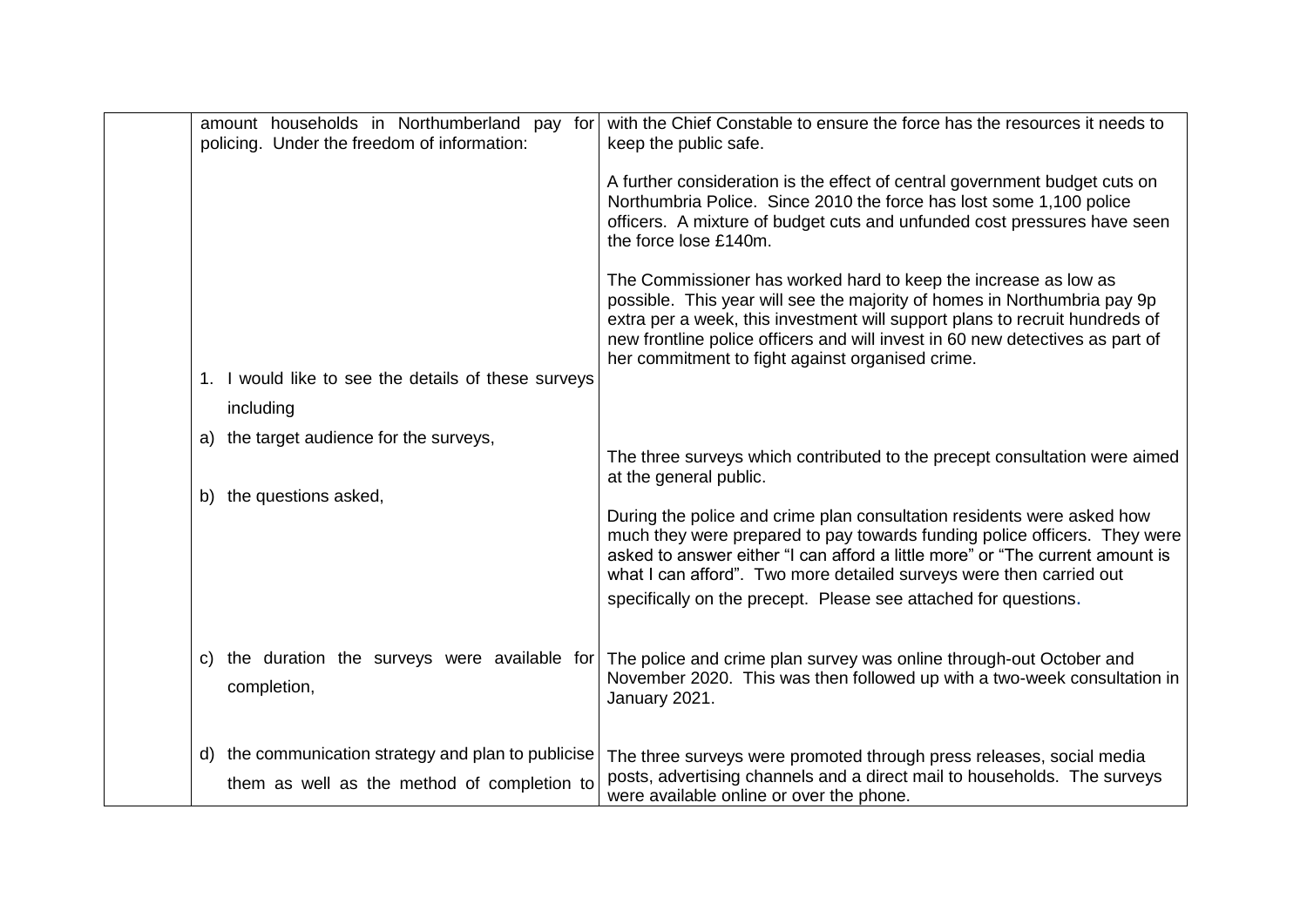| | | |
|---|---|---|
| | amount households in Northumberland pay for policing. Under the freedom of information: | with the Chief Constable to ensure the force has the resources it needs to keep the public safe.<br><br>A further consideration is the effect of central government budget cuts on Northumbria Police. Since 2010 the force has lost some 1,100 police officers. A mixture of budget cuts and unfunded cost pressures have seen the force lose £140m.<br><br>The Commissioner has worked hard to keep the increase as low as possible. This year will see the majority of homes in Northumbria pay 9p extra per a week, this investment will support plans to recruit hundreds of new frontline police officers and will invest in 60 new detectives as part of her commitment to fight against organised crime. |
| | 1. I would like to see the details of these surveys including | |
| | a) the target audience for the surveys, | The three surveys which contributed to the precept consultation were aimed at the general public. |
| | b) the questions asked, | During the police and crime plan consultation residents were asked how much they were prepared to pay towards funding police officers. They were asked to answer either "I can afford a little more" or "The current amount is what I can afford". Two more detailed surveys were then carried out specifically on the precept. Please see attached for questions. |
| | c) the duration the surveys were available for completion, | The police and crime plan survey was online through-out October and November 2020. This was then followed up with a two-week consultation in January 2021. |
| | d) the communication strategy and plan to publicise them as well as the method of completion to | The three surveys were promoted through press releases, social media posts, advertising channels and a direct mail to households. The surveys were available online or over the phone. |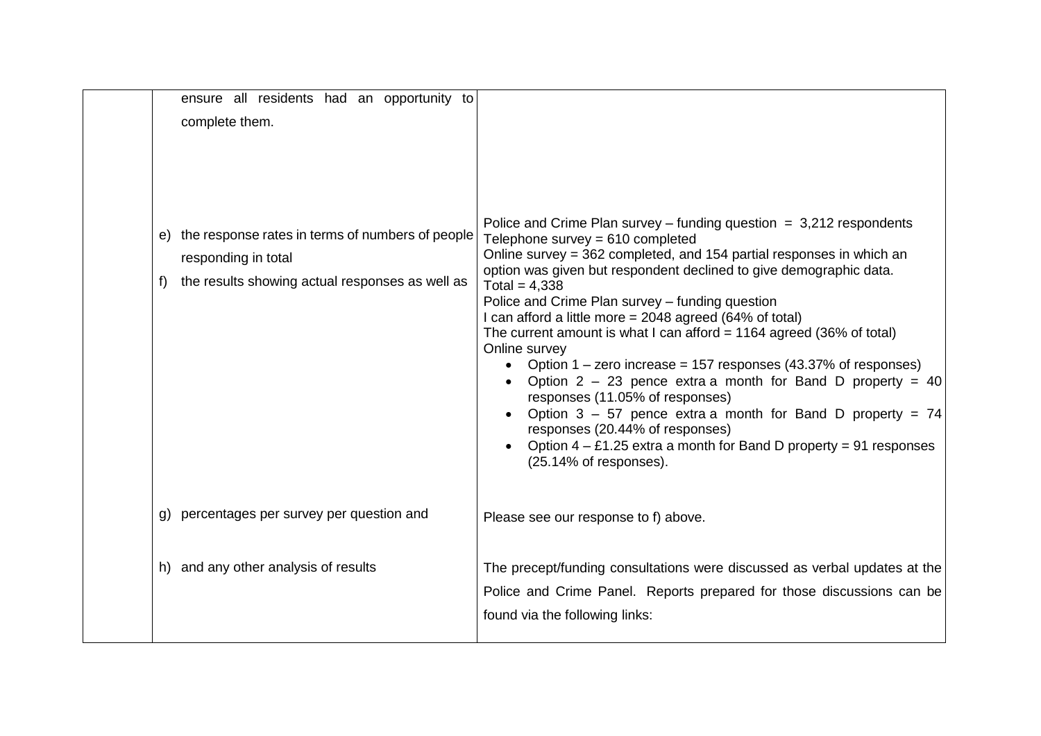| | | |
|---|---|---|
| | ensure all residents had an opportunity to complete them. | |
| | e) the response rates in terms of numbers of people responding in total<br>f) the results showing actual responses as well as | Police and Crime Plan survey – funding question = 3,212 respondents<br>Telephone survey = 610 completed<br>Online survey = 362 completed, and 154 partial responses in which an option was given but respondent declined to give demographic data.<br>Total = 4,338<br>Police and Crime Plan survey – funding question<br>I can afford a little more = 2048 agreed (64% of total)<br>The current amount is what I can afford = 1164 agreed (36% of total)<br>Online survey<br>• Option 1 – zero increase = 157 responses (43.37% of responses)<br>• Option 2 – 23 pence extra a month for Band D property = 40 responses (11.05% of responses)<br>• Option 3 – 57 pence extra a month for Band D property = 74 responses (20.44% of responses)<br>• Option 4 – £1.25 extra a month for Band D property = 91 responses (25.14% of responses). |
| | g) percentages per survey per question and | Please see our response to f) above. |
| | h) and any other analysis of results | The precept/funding consultations were discussed as verbal updates at the Police and Crime Panel. Reports prepared for those discussions can be found via the following links: |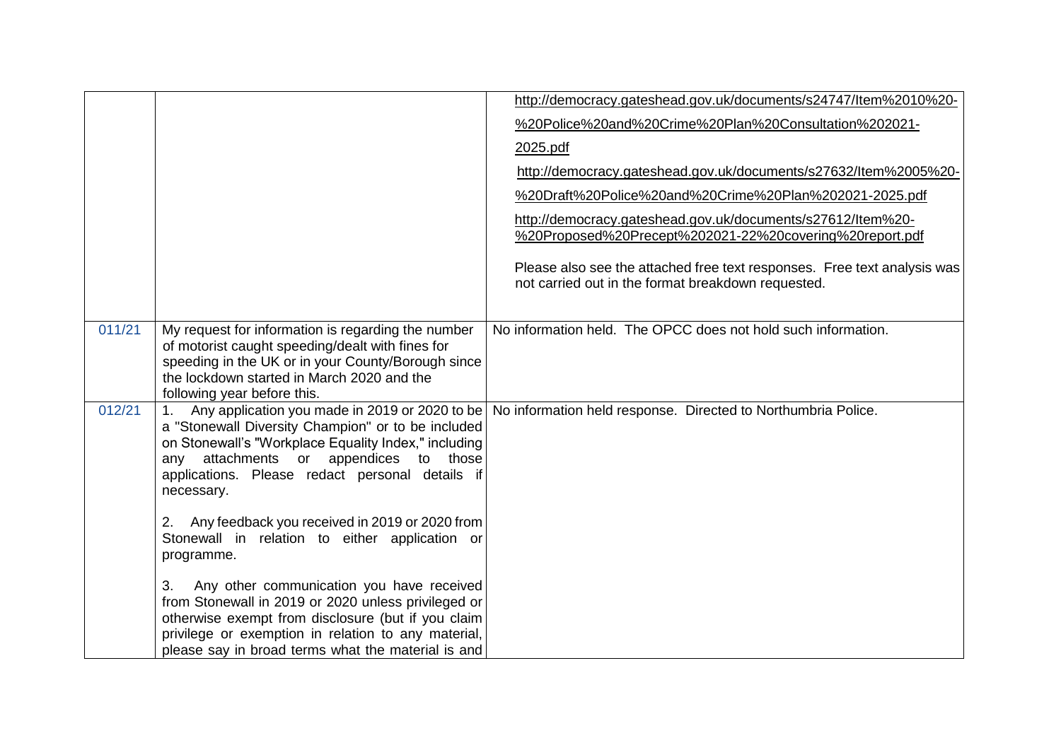| | | |
|---|---|---|
| | | http://democracy.gateshead.gov.uk/documents/s24747/Item%2010%20-%20Police%20and%20Crime%20Plan%20Consultation%202021-2025.pdf<br><br>http://democracy.gateshead.gov.uk/documents/s27632/Item%2005%20-%20Draft%20Police%20and%20Crime%20Plan%202021-2025.pdf<br><br>http://democracy.gateshead.gov.uk/documents/s27612/Item%20-%20Proposed%20Precept%202021-22%20covering%20report.pdf<br><br>Please also see the attached free text responses. Free text analysis was not carried out in the format breakdown requested. |
| 011/21 | My request for information is regarding the number of motorist caught speeding/dealt with fines for speeding in the UK or in your County/Borough since the lockdown started in March 2020 and the following year before this. | No information held. The OPCC does not hold such information. |
| 012/21 | 1. Any application you made in 2019 or 2020 to be a "Stonewall Diversity Champion" or to be included on Stonewall's "Workplace Equality Index," including any attachments or appendices to those applications. Please redact personal details if necessary.<br><br>2. Any feedback you received in 2019 or 2020 from Stonewall in relation to either application or programme.<br><br>3. Any other communication you have received from Stonewall in 2019 or 2020 unless privileged or otherwise exempt from disclosure (but if you claim privilege or exemption in relation to any material, please say in broad terms what the material is and | No information held response. Directed to Northumbria Police. |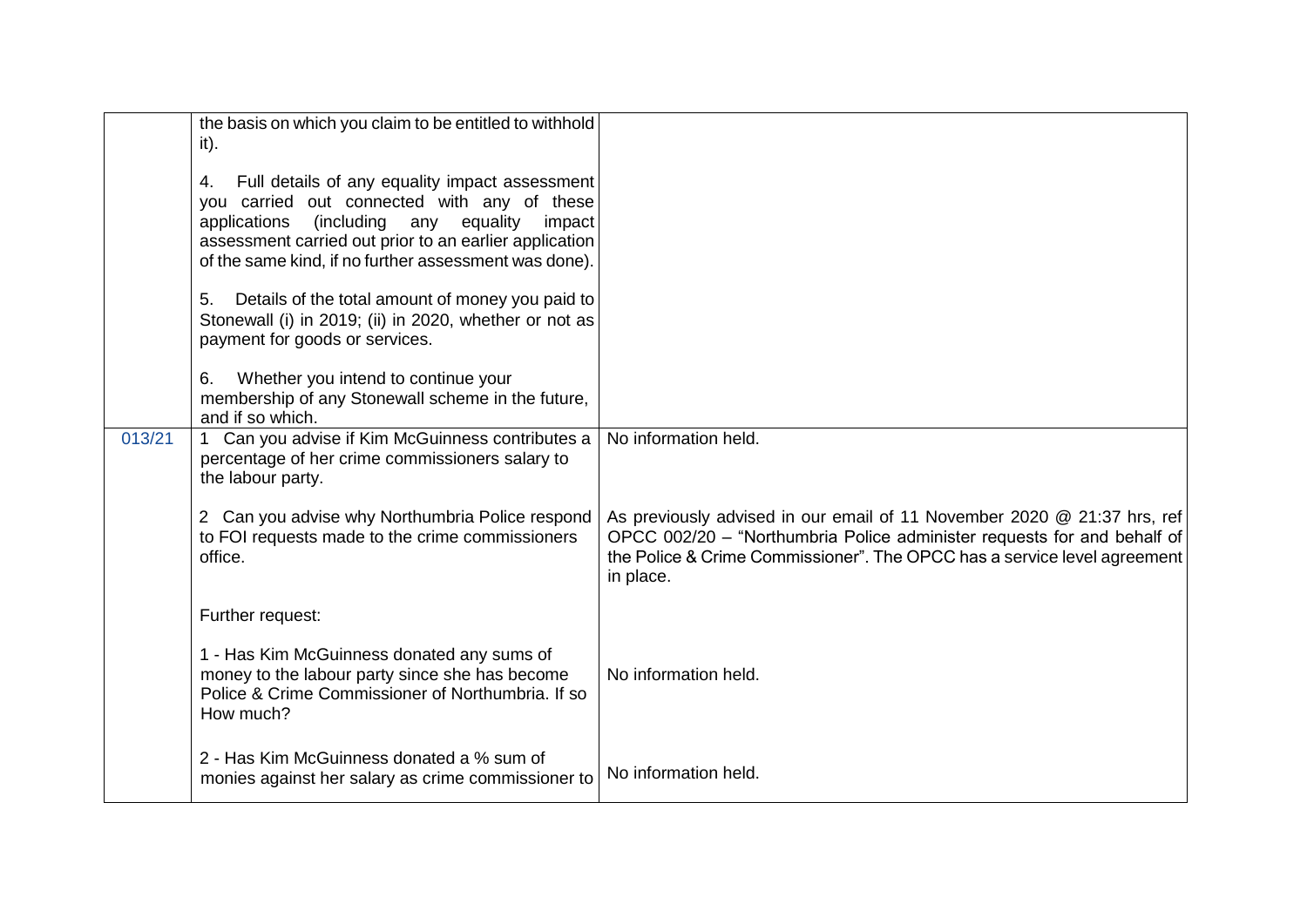| | | |
|---|---|---|
| | the basis on which you claim to be entitled to withhold it).<br><br>4. Full details of any equality impact assessment you carried out connected with any of these applications (including any equality impact assessment carried out prior to an earlier application of the same kind, if no further assessment was done).<br><br>5. Details of the total amount of money you paid to Stonewall (i) in 2019; (ii) in 2020, whether or not as payment for goods or services.<br><br>6. Whether you intend to continue your membership of any Stonewall scheme in the future, and if so which. | |
| 013/21 | 1 Can you advise if Kim McGuinness contributes a percentage of her crime commissioners salary to the labour party.<br><br>2 Can you advise why Northumbria Police respond to FOI requests made to the crime commissioners office.<br><br>Further request:<br><br>1 - Has Kim McGuinness donated any sums of money to the labour party since she has become Police & Crime Commissioner of Northumbria. If so How much?<br><br>2 - Has Kim McGuinness donated a % sum of monies against her salary as crime commissioner to | No information held.<br><br>As previously advised in our email of 11 November 2020 @ 21:37 hrs, ref OPCC 002/20 – "Northumbria Police administer requests for and behalf of the Police & Crime Commissioner". The OPCC has a service level agreement in place.<br><br>No information held.<br><br>No information held. |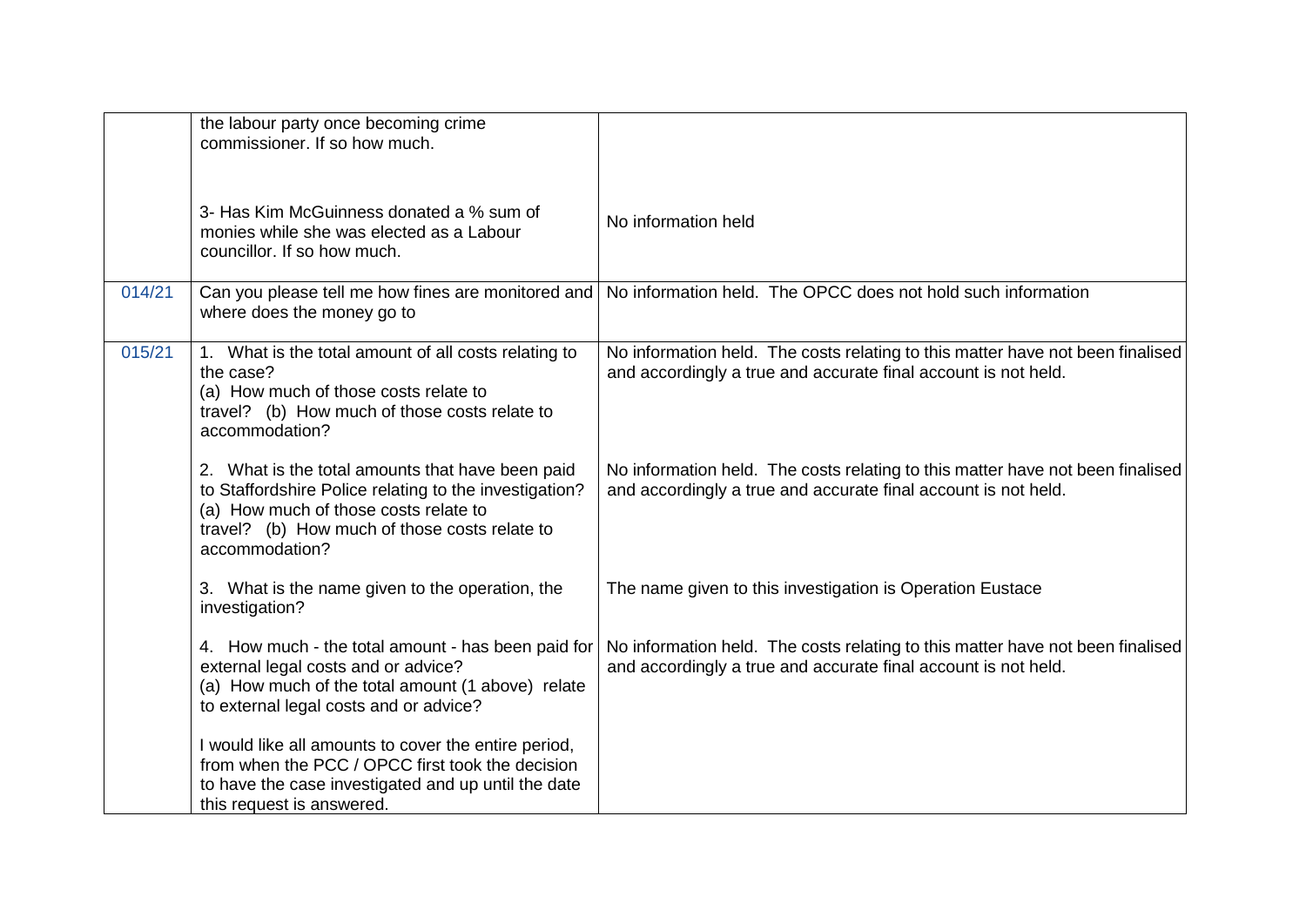| | | |
|---|---|---|
| | the labour party once becoming crime commissioner. If so how much.<br><br>3- Has Kim McGuinness donated a % sum of monies while she was elected as a Labour councillor. If so how much. | <br><br><br>No information held |
| 014/21 | Can you please tell me how fines are monitored and where does the money go to | No information held. The OPCC does not hold such information |
| 015/21 | 1. What is the total amount of all costs relating to the case?<br>(a) How much of those costs relate to travel? (b) How much of those costs relate to accommodation?<br><br>2. What is the total amounts that have been paid to Staffordshire Police relating to the investigation?<br>(a) How much of those costs relate to travel? (b) How much of those costs relate to accommodation?<br><br>3. What is the name given to the operation, the investigation?<br><br>4. How much - the total amount - has been paid for external legal costs and or advice?<br>(a) How much of the total amount (1 above) relate to external legal costs and or advice?<br><br>I would like all amounts to cover the entire period, from when the PCC / OPCC first took the decision to have the case investigated and up until the date this request is answered. | No information held. The costs relating to this matter have not been finalised and accordingly a true and accurate final account is not held.<br><br>No information held. The costs relating to this matter have not been finalised and accordingly a true and accurate final account is not held.<br><br>The name given to this investigation is Operation Eustace<br><br>No information held. The costs relating to this matter have not been finalised and accordingly a true and accurate final account is not held. |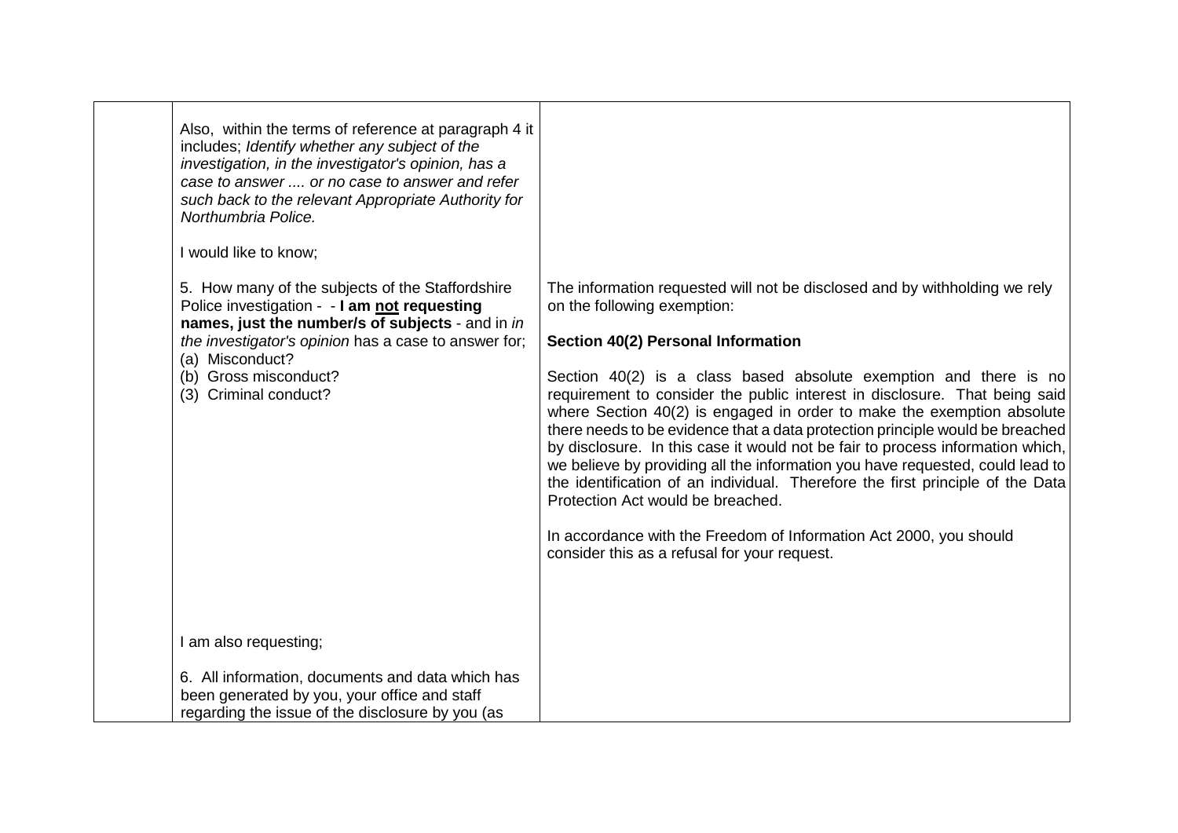| | | |
|---|---|---|
| | Also, within the terms of reference at paragraph 4 it includes; *Identify whether any subject of the investigation, in the investigator's opinion, has a case to answer .... or no case to answer and refer such back to the relevant Appropriate Authority for Northumbria Police.*<br><br>I would like to know;<br><br>5. How many of the subjects of the Staffordshire Police investigation - - **I am <u>not</u> requesting names, just the number/s of subjects** - and in *in the investigator's opinion* has a case to answer for;<br>(a) Misconduct?<br>(b) Gross misconduct?<br>(3) Criminal conduct?<br><br>I am also requesting;<br><br>6. All information, documents and data which has been generated by you, your office and staff regarding the issue of the disclosure by you (as | The information requested will not be disclosed and by withholding we rely on the following exemption:<br><br>**Section 40(2) Personal Information**<br><br>Section 40(2) is a class based absolute exemption and there is no requirement to consider the public interest in disclosure. That being said where Section 40(2) is engaged in order to make the exemption absolute there needs to be evidence that a data protection principle would be breached by disclosure. In this case it would not be fair to process information which, we believe by providing all the information you have requested, could lead to the identification of an individual. Therefore the first principle of the Data Protection Act would be breached.<br><br>In accordance with the Freedom of Information Act 2000, you should consider this as a refusal for your request. |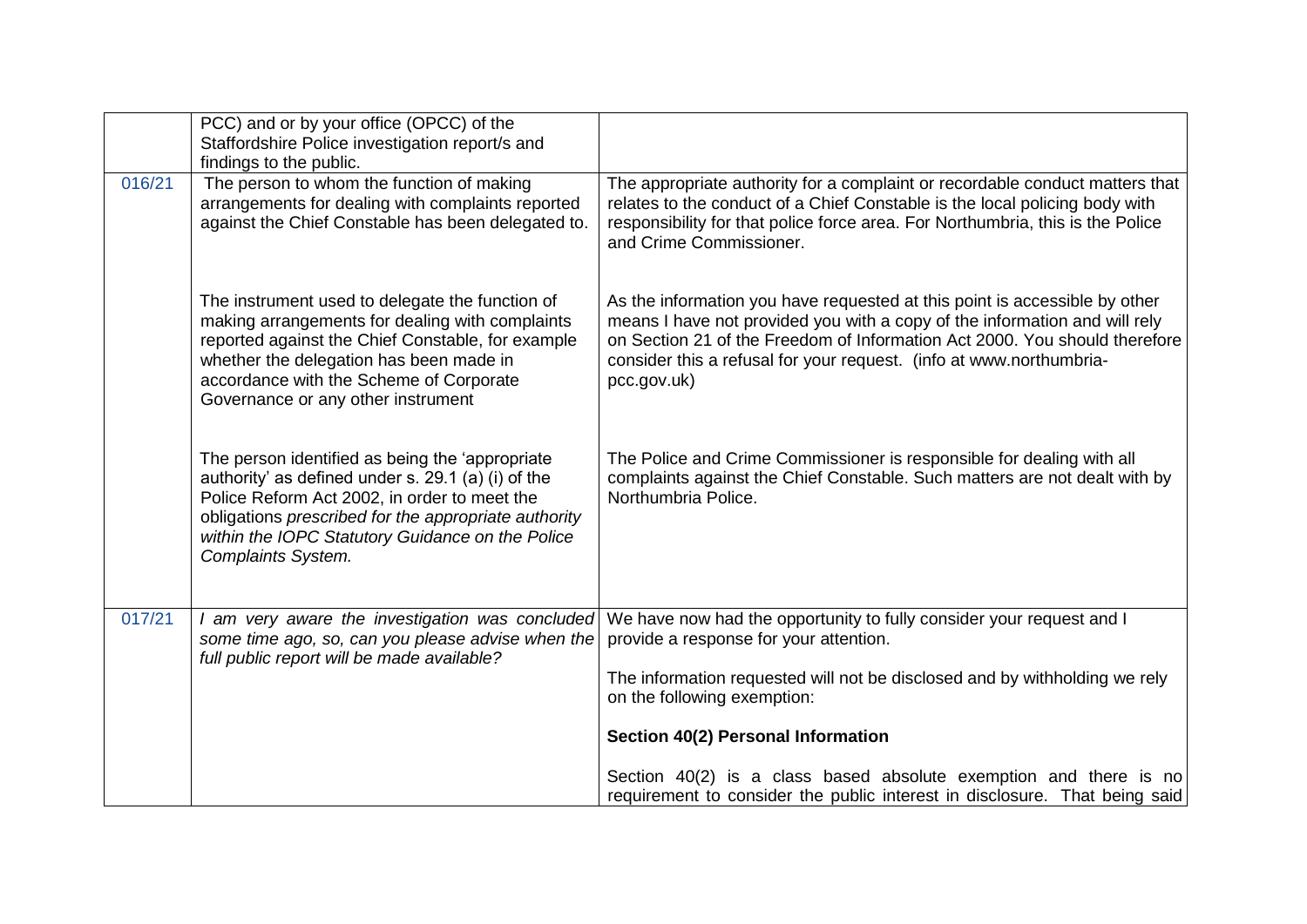| | | |
|---|---|---|
| | PCC) and or by your office (OPCC) of the Staffordshire Police investigation report/s and findings to the public. | |
| 016/21 | The person to whom the function of making arrangements for dealing with complaints reported against the Chief Constable has been delegated to.<br><br>The instrument used to delegate the function of making arrangements for dealing with complaints reported against the Chief Constable, for example whether the delegation has been made in accordance with the Scheme of Corporate Governance or any other instrument<br><br>The person identified as being the 'appropriate authority' as defined under s. 29.1 (a) (i) of the Police Reform Act 2002, in order to meet the obligations *prescribed for the appropriate authority within the IOPC Statutory Guidance on the Police Complaints System.* | The appropriate authority for a complaint or recordable conduct matters that relates to the conduct of a Chief Constable is the local policing body with responsibility for that police force area. For Northumbria, this is the Police and Crime Commissioner.<br><br>As the information you have requested at this point is accessible by other means I have not provided you with a copy of the information and will rely on Section 21 of the Freedom of Information Act 2000. You should therefore consider this a refusal for your request. (info at www.northumbria-pcc.gov.uk)<br><br>The Police and Crime Commissioner is responsible for dealing with all complaints against the Chief Constable. Such matters are not dealt with by Northumbria Police. |
| 017/21 | *I am very aware the investigation was concluded some time ago, so, can you please advise when the full public report will be made available?* | We have now had the opportunity to fully consider your request and I provide a response for your attention.<br><br>The information requested will not be disclosed and by withholding we rely on the following exemption:<br><br>**Section 40(2) Personal Information**<br><br>Section 40(2) is a class based absolute exemption and there is no requirement to consider the public interest in disclosure. That being said |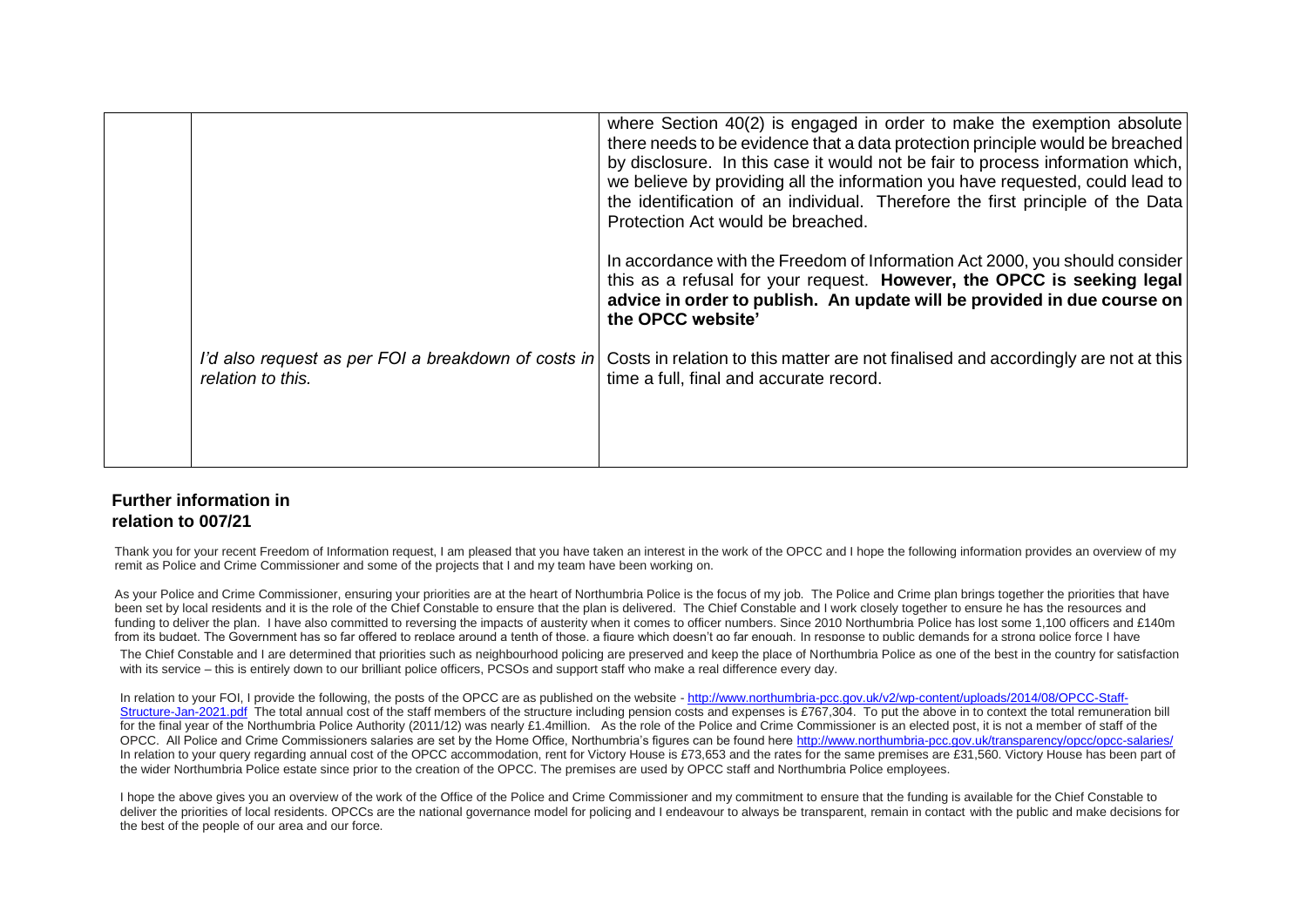| | | |
|---|---|---|
| | | where Section 40(2) is engaged in order to make the exemption absolute there needs to be evidence that a data protection principle would be breached by disclosure. In this case it would not be fair to process information which, we believe by providing all the information you have requested, could lead to the identification of an individual. Therefore the first principle of the Data Protection Act would be breached.<br><br>In accordance with the Freedom of Information Act 2000, you should consider this as a refusal for your request. **However, the OPCC is seeking legal advice in order to publish. An update will be provided in due course on the OPCC website'** |
| | *I'd also request as per FOI a breakdown of costs in relation to this.* | Costs in relation to this matter are not finalised and accordingly are not at this time a full, final and accurate record. |

**Further information in relation to 007/21**

Thank you for your recent Freedom of Information request, I am pleased that you have taken an interest in the work of the OPCC and I hope the following information provides an overview of my remit as Police and Crime Commissioner and some of the projects that I and my team have been working on.

As your Police and Crime Commissioner, ensuring your priorities are at the heart of Northumbria Police is the focus of my job. The Police and Crime plan brings together the priorities that have been set by local residents and it is the role of the Chief Constable to ensure that the plan is delivered. The Chief Constable and I work closely together to ensure he has the resources and funding to deliver the plan. I have also committed to reversing the impacts of austerity when it comes to officer numbers. Since 2010 Northumbria Police has lost some 1,100 officers and £140m from its budget. The Government has so far offered to replace around a tenth of those, a figure which doesn't go far enough. In response to public demands for a strong police force I have

The Chief Constable and I are determined that priorities such as neighbourhood policing are preserved and keep the place of Northumbria Police as one of the best in the country for satisfaction with its service – this is entirely down to our brilliant police officers, PCSOs and support staff who make a real difference every day.

In relation to your FOI, I provide the following, the posts of the OPCC are as published on the website - http://www.northumbria-pcc.gov.uk/v2/wp-content/uploads/2014/08/OPCC-Staff-Structure-Jan-2021.pdf The total annual cost of the staff members of the structure including pension costs and expenses is £767,304. To put the above in to context the total remuneration bill for the final year of the Northumbria Police Authority (2011/12) was nearly £1.4million. As the role of the Police and Crime Commissioner is an elected post, it is not a member of staff of the OPCC. All Police and Crime Commissioners salaries are set by the Home Office, Northumbria's figures can be found here http://www.northumbria-pcc.gov.uk/transparency/opcc/opcc-salaries/ In relation to your query regarding annual cost of the OPCC accommodation, rent for Victory House is £73,653 and the rates for the same premises are £31,560. Victory House has been part of the wider Northumbria Police estate since prior to the creation of the OPCC. The premises are used by OPCC staff and Northumbria Police employees.

I hope the above gives you an overview of the work of the Office of the Police and Crime Commissioner and my commitment to ensure that the funding is available for the Chief Constable to deliver the priorities of local residents. OPCCs are the national governance model for policing and I endeavour to always be transparent, remain in contact with the public and make decisions for the best of the people of our area and our force.